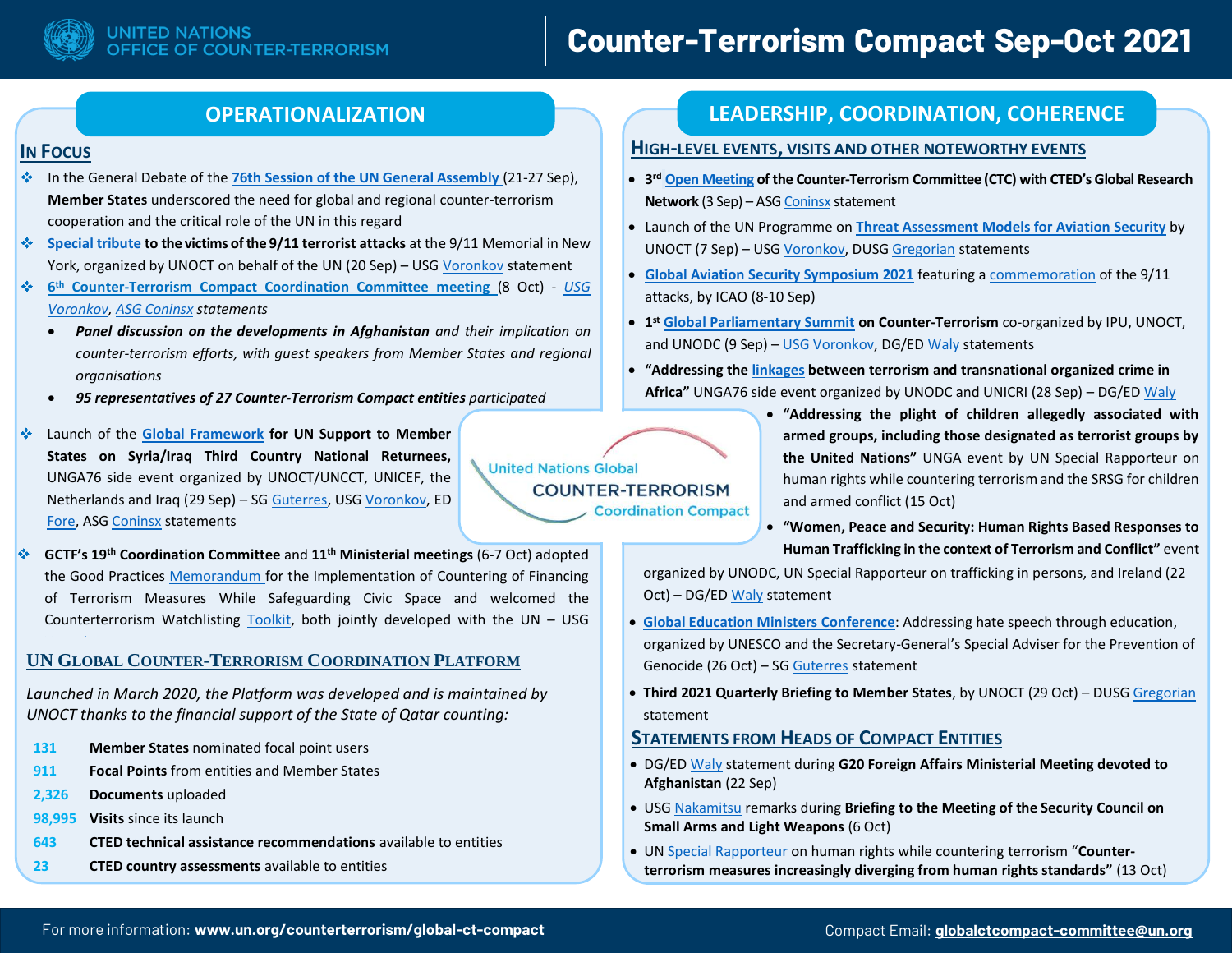# UNITED NATIONS OFFICE OF COUNTER-TERRORISM

# Counter-Terrorism Compact Sep-Oct 2021

## OPERATIONALIZATION

### IN FOCUS

- In the General Debate of the 76th Session of the UN General Assembly (21-27 Sep), **Member States** underscored the need for global and regional counter-terrorism cooperation and the critical role of the UN in this regard
- Special tribute **to the victims of the 9/11 terrorist attacks** at the 9/11 Memorial in New York, organized by UNOCT on behalf of the UN (20 Sep) – USG Voronkov statement
- **6th Counter-Terrorism Compact Coordination Committee meeting** (8 Oct) - *USG Voronkov, ASG Coninsx statements*
  - ***Panel discussion on the developments in Afghanistan*** *and their implication on counter-terrorism efforts, with guest speakers from Member States and regional organisations*
  - ***95 representatives of 27 Counter-Terrorism Compact entities*** *participated*
- Launch of the **Global Framework for UN Support to Member States on Syria/Iraq Third Country National Returnees,** UNGA76 side event organized by UNOCT/UNCCT, UNICEF, the Netherlands and Iraq (29 Sep) – SG Guterres, USG Voronkov, ED Fore, ASG Coninsx statements
- **GCTF's 19th Coordination Committee** and **11th Ministerial meetings** (6-7 Oct) adopted the Good Practices Memorandum for the Implementation of Countering of Financing of Terrorism Measures While Safeguarding Civic Space and welcomed the Counterterrorism Watchlisting Toolkit, both jointly developed with the UN – USG

United Nations Global COUNTER-TERRORISM Coordination Compact

### UN GLOBAL COUNTER-TERRORISM COORDINATION PLATFORM

*Launched in March 2020, the Platform was developed and is maintained by UNOCT thanks to the financial support of the State of Qatar counting:*

| | |
|---|---|
| 131 | **Member States** nominated focal point users |
| 911 | **Focal Points** from entities and Member States |
| 2,326 | **Documents** uploaded |
| 98,995 | **Visits** since its launch |
| 643 | **CTED technical assistance recommendations** available to entities |
| 23 | **CTED country assessments** available to entities |

## LEADERSHIP, COORDINATION, COHERENCE

### HIGH-LEVEL EVENTS, VISITS AND OTHER NOTEWORTHY EVENTS

- **3rd Open Meeting of the Counter-Terrorism Committee (CTC) with CTED's Global Research Network** (3 Sep) – ASG Coninsx statement
- Launch of the UN Programme on **Threat Assessment Models for Aviation Security** by UNOCT (7 Sep) – USG Voronkov, DUSG Gregorian statements
- **Global Aviation Security Symposium 2021** featuring a commemoration of the 9/11 attacks, by ICAO (8-10 Sep)
- **1st Global Parliamentary Summit on Counter-Terrorism** co-organized by IPU, UNOCT, and UNODC (9 Sep) – USG Voronkov, DG/ED Waly statements
- **"Addressing the linkages between terrorism and transnational organized crime in Africa"** UNGA76 side event organized by UNODC and UNICRI (28 Sep) – DG/ED Waly
- **"Addressing the plight of children allegedly associated with armed groups, including those designated as terrorist groups by the United Nations"** UNGA event by UN Special Rapporteur on human rights while countering terrorism and the SRSG for children and armed conflict (15 Oct)
- **"Women, Peace and Security: Human Rights Based Responses to Human Trafficking in the context of Terrorism and Conflict"** event organized by UNODC, UN Special Rapporteur on trafficking in persons, and Ireland (22 Oct) – DG/ED Waly statement
- **Global Education Ministers Conference**: Addressing hate speech through education, organized by UNESCO and the Secretary-General's Special Adviser for the Prevention of Genocide (26 Oct) – SG Guterres statement
- **Third 2021 Quarterly Briefing to Member States**, by UNOCT (29 Oct) – DUSG Gregorian statement

### STATEMENTS FROM HEADS OF COMPACT ENTITIES

- DG/ED Waly statement during **G20 Foreign Affairs Ministerial Meeting devoted to Afghanistan** (22 Sep)
- USG Nakamitsu remarks during **Briefing to the Meeting of the Security Council on Small Arms and Light Weapons** (6 Oct)
- UN Special Rapporteur on human rights while countering terrorism "**Counter-terrorism measures increasingly diverging from human rights standards"** (13 Oct)

For more information: **www.un.org/counterterrorism/global-ct-compact**

Compact Email: **globalctcompact-committee@un.org**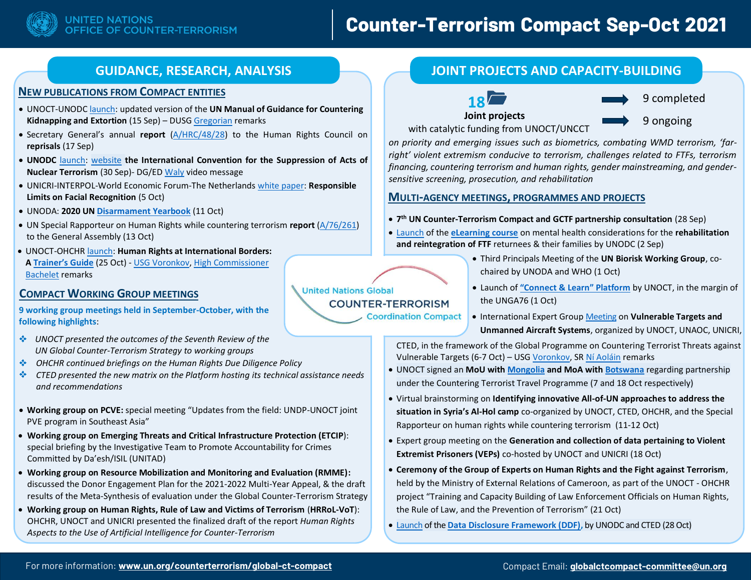UNITED NATIONS
OFFICE OF COUNTER-TERRORISM

# Counter-Terrorism Compact Sep-Oct 2021

## GUIDANCE, RESEARCH, ANALYSIS

### NEW PUBLICATIONS FROM COMPACT ENTITIES

- UNOCT-UNODC launch: updated version of the **UN Manual of Guidance for Countering Kidnapping and Extortion** (15 Sep) – DUSG Gregorian remarks
- Secretary General's annual **report** (A/HRC/48/28) to the Human Rights Council on **reprisals** (17 Sep)
- **UNODC** launch: website **the International Convention for the Suppression of Acts of Nuclear Terrorism** (30 Sep)- DG/ED Waly video message
- UNICRI-INTERPOL-World Economic Forum-The Netherlands white paper: **Responsible Limits on Facial Recognition** (5 Oct)
- UNODA: **2020 UN Disarmament Yearbook** (11 Oct)
- UN Special Rapporteur on Human Rights while countering terrorism **report** (A/76/261) to the General Assembly (13 Oct)
- UNOCT-OHCHR launch: **Human Rights at International Borders: A Trainer's Guide** (25 Oct) - USG Voronkov, High Commissioner Bachelet remarks

### COMPACT WORKING GROUP MEETINGS

**9 working group meetings held in September-October, with the following highlights**:

- *UNOCT presented the outcomes of the Seventh Review of the UN Global Counter-Terrorism Strategy to working groups*
- *OHCHR continued briefings on the Human Rights Due Diligence Policy*
- *CTED presented the new matrix on the Platform hosting its technical assistance needs and recommendations*

- **Working group on PCVE:** special meeting "Updates from the field: UNDP-UNOCT joint PVE program in Southeast Asia"
- **Working group on Emerging Threats and Critical Infrastructure Protection (ETCIP)**: special briefing by the Investigative Team to Promote Accountability for Crimes Committed by Da'esh/ISIL (UNITAD)
- **Working group on Resource Mobilization and Monitoring and Evaluation (RMME):** discussed the Donor Engagement Plan for the 2021-2022 Multi-Year Appeal, & the draft results of the Meta-Synthesis of evaluation under the Global Counter-Terrorism Strategy
- **Working group on Human Rights, Rule of Law and Victims of Terrorism (HRRoL-VoT)**: OHCHR, UNOCT and UNICRI presented the finalized draft of the report *Human Rights Aspects to the Use of Artificial Intelligence for Counter-Terrorism*

United Nations Global COUNTER-TERRORISM Coordination Compact

## JOINT PROJECTS AND CAPACITY-BUILDING

**18 Joint projects** with catalytic funding from UNOCT/UNCCT

- 9 completed
- 9 ongoing

*on priority and emerging issues such as biometrics, combating WMD terrorism, 'far-right' violent extremism conducive to terrorism, challenges related to FTFs, terrorism financing, countering terrorism and human rights, gender mainstreaming, and gender-sensitive screening, prosecution, and rehabilitation*

### MULTI-AGENCY MEETINGS, PROGRAMMES AND PROJECTS

- **7th UN Counter-Terrorism Compact and GCTF partnership consultation** (28 Sep)
- Launch of the **eLearning course** on mental health considerations for the **rehabilitation and reintegration of FTF** returnees & their families by UNODC (2 Sep)
- Third Principals Meeting of the **UN Biorisk Working Group**, co-chaired by UNODA and WHO (1 Oct)
- Launch of **"Connect & Learn" Platform** by UNOCT, in the margin of the UNGA76 (1 Oct)
- International Expert Group Meeting on **Vulnerable Targets and Unmanned Aircraft Systems**, organized by UNOCT, UNAOC, UNICRI, CTED, in the framework of the Global Programme on Countering Terrorist Threats against Vulnerable Targets (6-7 Oct) – USG Voronkov, SR Ní Aoláin remarks
- UNOCT signed an **MoU with Mongolia and MoA with Botswana** regarding partnership under the Countering Terrorist Travel Programme (7 and 18 Oct respectively)
- Virtual brainstorming on **Identifying innovative All-of-UN approaches to address the situation in Syria's Al-Hol camp** co-organized by UNOCT, CTED, OHCHR, and the Special Rapporteur on human rights while countering terrorism (11-12 Oct)
- Expert group meeting on the **Generation and collection of data pertaining to Violent Extremist Prisoners (VEPs)** co-hosted by UNOCT and UNICRI (18 Oct)
- **Ceremony of the Group of Experts on Human Rights and the Fight against Terrorism**, held by the Ministry of External Relations of Cameroon, as part of the UNOCT - OHCHR project "Training and Capacity Building of Law Enforcement Officials on Human Rights, the Rule of Law, and the Prevention of Terrorism" (21 Oct)
- Launch of the **Data Disclosure Framework (DDF)**, by UNODC and CTED (28 Oct)

For more information: **www.un.org/counterterrorism/global-ct-compact**

Compact Email: **globalctcompact-committee@un.org**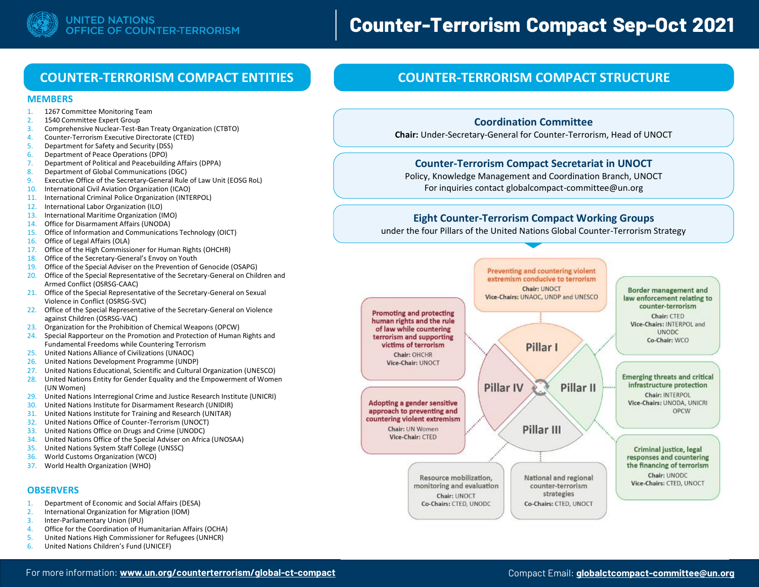UNITED NATIONS OFFICE OF COUNTER-TERRORISM

# Counter-Terrorism Compact Sep-Oct 2021

## COUNTER-TERRORISM COMPACT ENTITIES

### MEMBERS

1. 1267 Committee Monitoring Team
2. 1540 Committee Expert Group
3. Comprehensive Nuclear-Test-Ban Treaty Organization (CTBTO)
4. Counter-Terrorism Executive Directorate (CTED)
5. Department for Safety and Security (DSS)
6. Department of Peace Operations (DPO)
7. Department of Political and Peacebuilding Affairs (DPPA)
8. Department of Global Communications (DGC)
9. Executive Office of the Secretary-General Rule of Law Unit (EOSG RoL)
10. International Civil Aviation Organization (ICAO)
11. International Criminal Police Organization (INTERPOL)
12. International Labor Organization (ILO)
13. International Maritime Organization (IMO)
14. Office for Disarmament Affairs (UNODA)
15. Office of Information and Communications Technology (OICT)
16. Office of Legal Affairs (OLA)
17. Office of the High Commissioner for Human Rights (OHCHR)
18. Office of the Secretary-General's Envoy on Youth
19. Office of the Special Adviser on the Prevention of Genocide (OSAPG)
20. Office of the Special Representative of the Secretary-General on Children and Armed Conflict (OSRSG-CAAC)
21. Office of the Special Representative of the Secretary-General on Sexual Violence in Conflict (OSRSG-SVC)
22. Office of the Special Representative of the Secretary-General on Violence against Children (OSRSG-VAC)
23. Organization for the Prohibition of Chemical Weapons (OPCW)
24. Special Rapporteur on the Promotion and Protection of Human Rights and Fundamental Freedoms while Countering Terrorism
25. United Nations Alliance of Civilizations (UNAOC)
26. United Nations Development Programme (UNDP)
27. United Nations Educational, Scientific and Cultural Organization (UNESCO)
28. United Nations Entity for Gender Equality and the Empowerment of Women (UN Women)
29. United Nations Interregional Crime and Justice Research Institute (UNICRI)
30. United Nations Institute for Disarmament Research (UNIDIR)
31. United Nations Institute for Training and Research (UNITAR)
32. United Nations Office of Counter-Terrorism (UNOCT)
33. United Nations Office on Drugs and Crime (UNODC)
34. United Nations Office of the Special Adviser on Africa (UNOSAA)
35. United Nations System Staff College (UNSSC)
36. World Customs Organization (WCO)
37. World Health Organization (WHO)

### OBSERVERS

1. Department of Economic and Social Affairs (DESA)
2. International Organization for Migration (IOM)
3. Inter-Parliamentary Union (IPU)
4. Office for the Coordination of Humanitarian Affairs (OCHA)
5. United Nations High Commissioner for Refugees (UNHCR)
6. United Nations Children's Fund (UNICEF)

## COUNTER-TERRORISM COMPACT STRUCTURE

### Coordination Committee

**Chair:** Under-Secretary-General for Counter-Terrorism, Head of UNOCT

### Counter-Terrorism Compact Secretariat in UNOCT

Policy, Knowledge Management and Coordination Branch, UNOCT

For inquiries contact globalcompact-committee@un.org

### Eight Counter-Terrorism Compact Working Groups

under the four Pillars of the United Nations Global Counter-Terrorism Strategy

Pillar I

Pillar II

Pillar III

Pillar IV

**Preventing and countering violent extremism conducive to terrorism**
**Chair:** UNOCT
**Vice-Chairs:** UNAOC, UNDP and UNESCO

**Border management and law enforcement relating to counter-terrorism**
**Chair:** CTED
**Vice-Chairs:** INTERPOL and UNODC
**Co-Chair:** WCO

**Emerging threats and critical infrastructure protection**
**Chair:** INTERPOL
**Vice-Chairs:** UNODA, UNICRI OPCW

**Criminal justice, legal responses and countering the financing of terrorism**
**Chair:** UNODC
**Vice-Chairs:** CTED, UNOCT

**National and regional counter-terrorism strategies**
**Co-Chairs:** CTED, UNOCT

**Resource mobilization, monitoring and evaluation**
**Chair:** UNOCT
**Co-Chairs:** CTED, UNODC

**Adopting a gender sensitive approach to preventing and countering violent extremism**
**Chair:** UN Women
**Vice-Chair:** CTED

**Promoting and protecting human rights and the rule of law while countering terrorism and supporting victims of terrorism**
**Chair:** OHCHR
**Vice-Chair:** UNOCT

For more information: **www.un.org/counterterrorism/global-ct-compact**

Compact Email: **globalctcompact-committee@un.org**